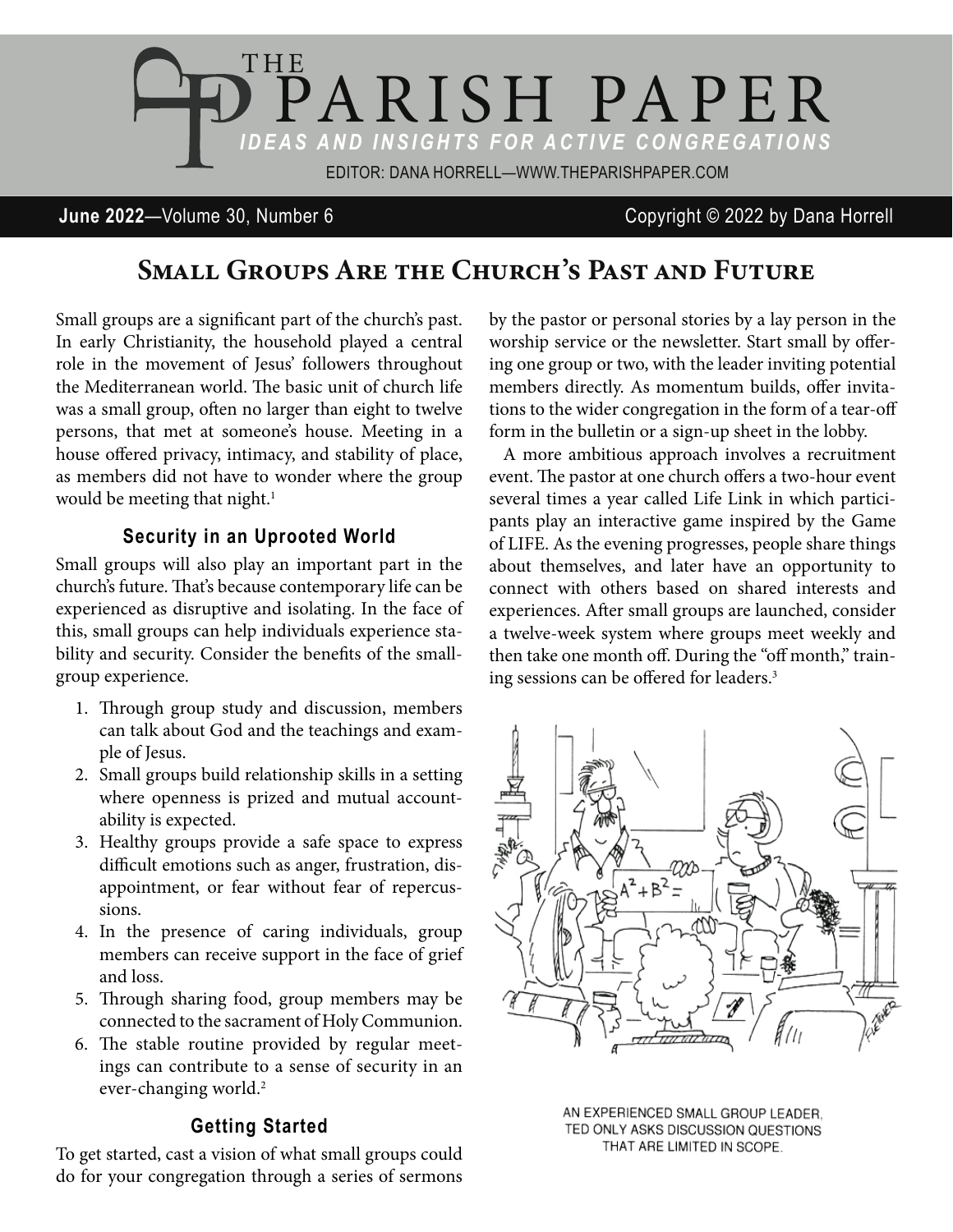# THE PARISH PAPER

*IDEAS AND INSIGHTS FOR ACTIVE CONGREGATIONS*

EDITOR: DANA HORRELL—WWW.THEPARISHPAPER.COM

**June 2022**—Volume 30, Number 6 Copyright © 2022 by Dana Horrell

## Small Groups Are the Church's Past and Future

Small groups are a significant part of the church's past. In early Christianity, the household played a central role in the movement of Jesus' followers throughout the Mediterranean world. The basic unit of church life was a small group, often no larger than eight to twelve persons, that met at someone's house. Meeting in a house offered privacy, intimacy, and stability of place, as members did not have to wonder where the group would be meeting that night.[1]

### Security in an Uprooted World

Small groups will also play an important part in the church's future. That's because contemporary life can be experienced as disruptive and isolating. In the face of this, small groups can help individuals experience stability and security. Consider the benefits of the small-group experience.

1. Through group study and discussion, members can talk about God and the teachings and example of Jesus.
2. Small groups build relationship skills in a setting where openness is prized and mutual accountability is expected.
3. Healthy groups provide a safe space to express difficult emotions such as anger, frustration, disappointment, or fear without fear of repercussions.
4. In the presence of caring individuals, group members can receive support in the face of grief and loss.
5. Through sharing food, group members may be connected to the sacrament of Holy Communion.
6. The stable routine provided by regular meetings can contribute to a sense of security in an ever-changing world.[2]

### Getting Started

To get started, cast a vision of what small groups could do for your congregation through a series of sermons by the pastor or personal stories by a lay person in the worship service or the newsletter. Start small by offering one group or two, with the leader inviting potential members directly. As momentum builds, offer invitations to the wider congregation in the form of a tear-off form in the bulletin or a sign-up sheet in the lobby.

A more ambitious approach involves a recruitment event. The pastor at one church offers a two-hour event several times a year called Life Link in which participants play an interactive game inspired by the Game of LIFE. As the evening progresses, people share things about themselves, and later have an opportunity to connect with others based on shared interests and experiences. After small groups are launched, consider a twelve-week system where groups meet weekly and then take one month off. During the "off month," training sessions can be offered for leaders.[3]

AN EXPERIENCED SMALL GROUP LEADER, TED ONLY ASKS DISCUSSION QUESTIONS THAT ARE LIMITED IN SCOPE.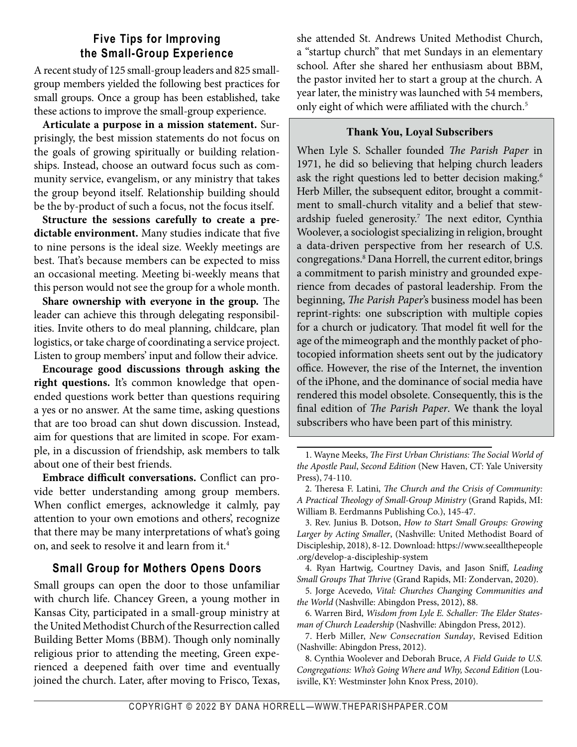## Five Tips for Improving the Small-Group Experience

A recent study of 125 small-group leaders and 825 small-group members yielded the following best practices for small groups. Once a group has been established, take these actions to improve the small-group experience.

**Articulate a purpose in a mission statement.** Surprisingly, the best mission statements do not focus on the goals of growing spiritually or building relationships. Instead, choose an outward focus such as community service, evangelism, or any ministry that takes the group beyond itself. Relationship building should be the by-product of such a focus, not the focus itself.

**Structure the sessions carefully to create a predictable environment.** Many studies indicate that five to nine persons is the ideal size. Weekly meetings are best. That's because members can be expected to miss an occasional meeting. Meeting bi-weekly means that this person would not see the group for a whole month.

**Share ownership with everyone in the group.** The leader can achieve this through delegating responsibilities. Invite others to do meal planning, childcare, plan logistics, or take charge of coordinating a service project. Listen to group members' input and follow their advice.

**Encourage good discussions through asking the right questions.** It's common knowledge that open-ended questions work better than questions requiring a yes or no answer. At the same time, asking questions that are too broad can shut down discussion. Instead, aim for questions that are limited in scope. For example, in a discussion of friendship, ask members to talk about one of their best friends.

**Embrace difficult conversations.** Conflict can provide better understanding among group members. When conflict emerges, acknowledge it calmly, pay attention to your own emotions and others', recognize that there may be many interpretations of what's going on, and seek to resolve it and learn from it.[4]

## Small Group for Mothers Opens Doors

Small groups can open the door to those unfamiliar with church life. Chancey Green, a young mother in Kansas City, participated in a small-group ministry at the United Methodist Church of the Resurrection called Building Better Moms (BBM). Though only nominally religious prior to attending the meeting, Green experienced a deepened faith over time and eventually joined the church. Later, after moving to Frisco, Texas, she attended St. Andrews United Methodist Church, a "startup church" that met Sundays in an elementary school. After she shared her enthusiasm about BBM, the pastor invited her to start a group at the church. A year later, the ministry was launched with 54 members, only eight of which were affiliated with the church.[5]

### Thank You, Loyal Subscribers

When Lyle S. Schaller founded *The Parish Paper* in 1971, he did so believing that helping church leaders ask the right questions led to better decision making.[6] Herb Miller, the subsequent editor, brought a commitment to small-church vitality and a belief that stewardship fueled generosity.[7] The next editor, Cynthia Woolever, a sociologist specializing in religion, brought a data-driven perspective from her research of U.S. congregations.[8] Dana Horrell, the current editor, brings a commitment to parish ministry and grounded experience from decades of pastoral leadership. From the beginning, *The Parish Paper*'s business model has been reprint-rights: one subscription with multiple copies for a church or judicatory. That model fit well for the age of the mimeograph and the monthly packet of photocopied information sheets sent out by the judicatory office. However, the rise of the Internet, the invention of the iPhone, and the dominance of social media have rendered this model obsolete. Consequently, this is the final edition of *The Parish Paper*. We thank the loyal subscribers who have been part of this ministry.

---

1. Wayne Meeks, *The First Urban Christians: The Social World of the Apostle Paul*, *Second Edition* (New Haven, CT: Yale University Press), 74-110.
2. Theresa F. Latini, *The Church and the Crisis of Community: A Practical Theology of Small-Group Ministry* (Grand Rapids, MI: William B. Eerdmanns Publishing Co.), 145-47.
3. Rev. Junius B. Dotson, *How to Start Small Groups: Growing Larger by Acting Smaller*, (Nashville: United Methodist Board of Discipleship, 2018), 8-12. Download: https://www.seeallthepeople.org/develop-a-discipleship-system
4. Ryan Hartwig, Courtney Davis, and Jason Sniff, *Leading Small Groups That Thrive* (Grand Rapids, MI: Zondervan, 2020).
5. Jorge Acevedo, *Vital: Churches Changing Communities and the World* (Nashville: Abingdon Press, 2012), 88.
6. Warren Bird, *Wisdom from Lyle E. Schaller: The Elder Statesman of Church Leadership* (Nashville: Abingdon Press, 2012).
7. Herb Miller, *New Consecration Sunday*, Revised Edition (Nashville: Abingdon Press, 2012).
8. Cynthia Woolever and Deborah Bruce, *A Field Guide to U.S. Congregations: Who's Going Where and Why, Second Edition* (Louisville, KY: Westminster John Knox Press, 2010).

COPYRIGHT © 2022 BY DANA HORRELL—WWW.THEPARISHPAPER.COM